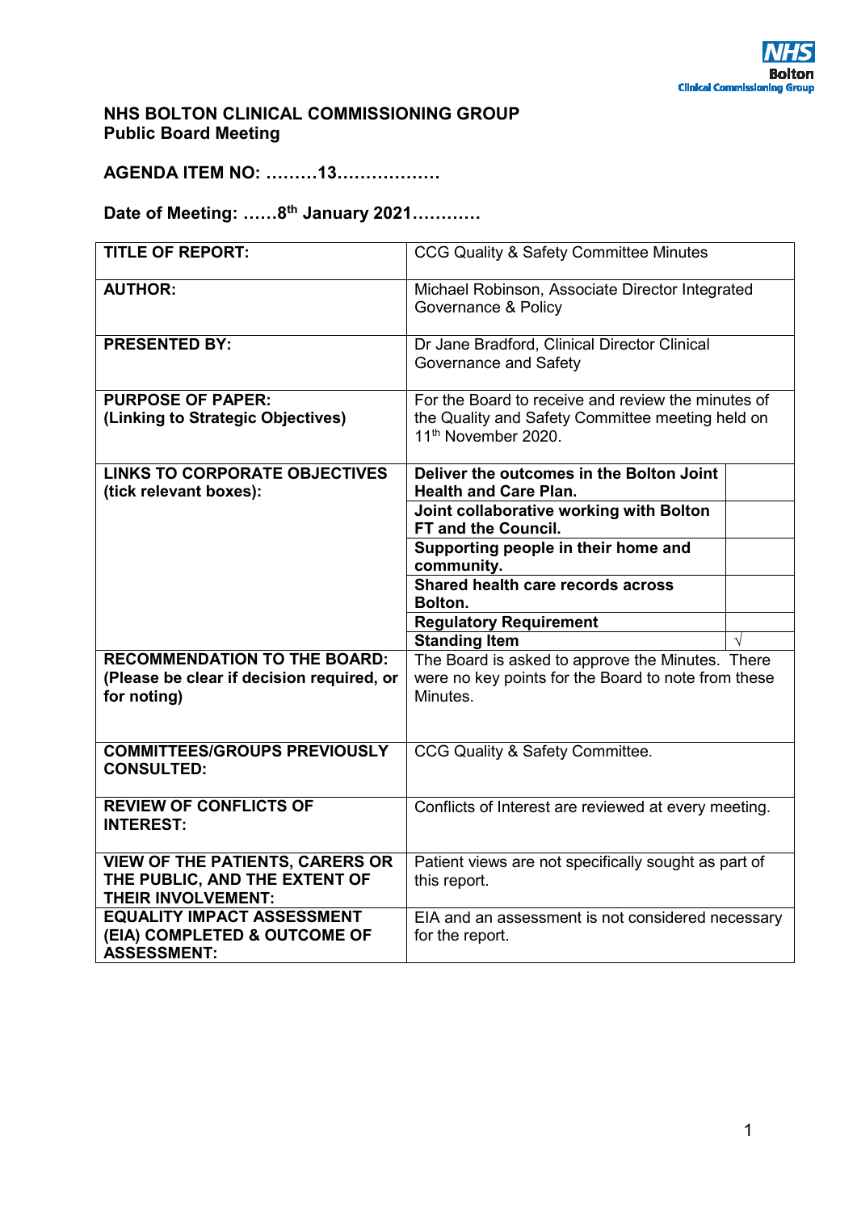NHS
Bolton
Clinical Commissioning Group

**NHS BOLTON CLINICAL COMMISSIONING GROUP**
**Public Board Meeting**

**AGENDA ITEM NO: ………13………………**

**Date of Meeting: ……8th January 2021…………**

| | | |
|---|---|---|
| **TITLE OF REPORT:** | CCG Quality & Safety Committee Minutes | |
| **AUTHOR:** | Michael Robinson, Associate Director Integrated Governance & Policy | |
| **PRESENTED BY:** | Dr Jane Bradford, Clinical Director Clinical Governance and Safety | |
| **PURPOSE OF PAPER: (Linking to Strategic Objectives)** | For the Board to receive and review the minutes of the Quality and Safety Committee meeting held on 11th November 2020. | |
| **LINKS TO CORPORATE OBJECTIVES (tick relevant boxes):** | **Deliver the outcomes in the Bolton Joint Health and Care Plan.** | |
| | **Joint collaborative working with Bolton FT and the Council.** | |
| | **Supporting people in their home and community.** | |
| | **Shared health care records across Bolton.** | |
| | **Regulatory Requirement** | |
| | **Standing Item** | √ |
| **RECOMMENDATION TO THE BOARD: (Please be clear if decision required, or for noting)** | The Board is asked to approve the Minutes. There were no key points for the Board to note from these Minutes. | |
| **COMMITTEES/GROUPS PREVIOUSLY CONSULTED:** | CCG Quality & Safety Committee. | |
| **REVIEW OF CONFLICTS OF INTEREST:** | Conflicts of Interest are reviewed at every meeting. | |
| **VIEW OF THE PATIENTS, CARERS OR THE PUBLIC, AND THE EXTENT OF THEIR INVOLVEMENT:** | Patient views are not specifically sought as part of this report. | |
| **EQUALITY IMPACT ASSESSMENT (EIA) COMPLETED & OUTCOME OF ASSESSMENT:** | EIA and an assessment is not considered necessary for the report. | |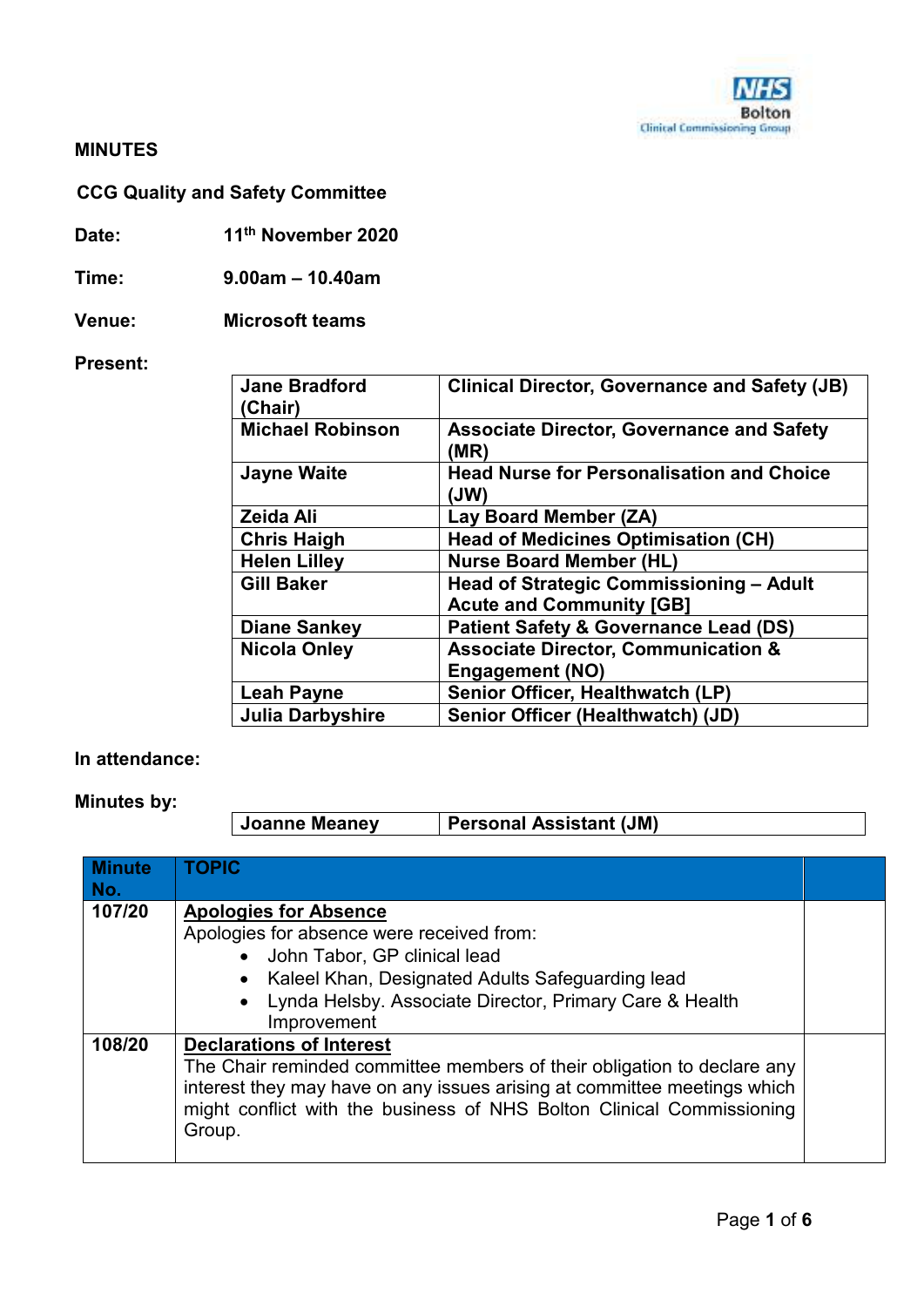**MINUTES**

**CCG Quality and Safety Committee**

**Date:** 11th November 2020

**Time:** 9.00am – 10.40am

**Venue:** Microsoft teams

**Present:**

| | |
|---|---|
| **Jane Bradford (Chair)** | **Clinical Director, Governance and Safety (JB)** |
| **Michael Robinson** | **Associate Director, Governance and Safety (MR)** |
| **Jayne Waite** | **Head Nurse for Personalisation and Choice (JW)** |
| **Zeida Ali** | **Lay Board Member (ZA)** |
| **Chris Haigh** | **Head of Medicines Optimisation (CH)** |
| **Helen Lilley** | **Nurse Board Member (HL)** |
| **Gill Baker** | **Head of Strategic Commissioning – Adult Acute and Community [GB]** |
| **Diane Sankey** | **Patient Safety & Governance Lead (DS)** |
| **Nicola Onley** | **Associate Director, Communication & Engagement (NO)** |
| **Leah Payne** | **Senior Officer, Healthwatch (LP)** |
| **Julia Darbyshire** | **Senior Officer (Healthwatch) (JD)** |

**In attendance:**

**Minutes by:**

| | |
|---|---|
| **Joanne Meaney** | **Personal Assistant (JM)** |

| Minute No. | TOPIC | |
|---|---|---|
| **107/20** | **Apologies for Absence**<br>Apologies for absence were received from:<br>• John Tabor, GP clinical lead<br>• Kaleel Khan, Designated Adults Safeguarding lead<br>• Lynda Helsby. Associate Director, Primary Care & Health Improvement | |
| **108/20** | **Declarations of Interest**<br>The Chair reminded committee members of their obligation to declare any interest they may have on any issues arising at committee meetings which might conflict with the business of NHS Bolton Clinical Commissioning Group. | |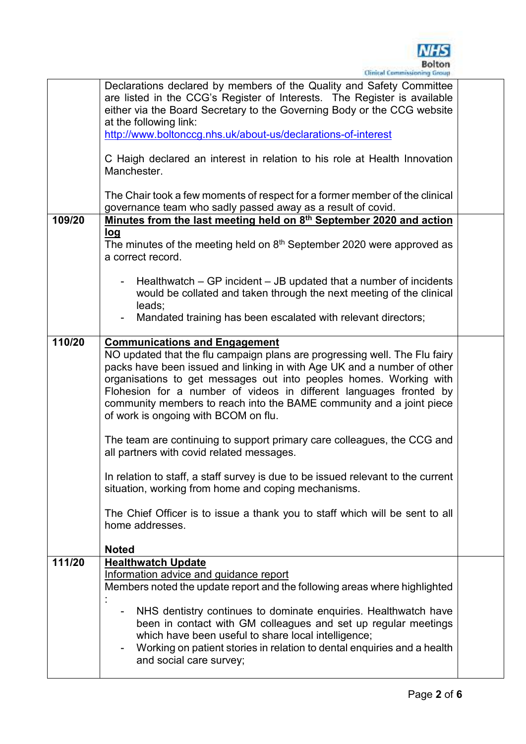| | | |
|---|---|---|
| | Declarations declared by members of the Quality and Safety Committee are listed in the CCG's Register of Interests. The Register is available either via the Board Secretary to the Governing Body or the CCG website at the following link:<br>http://www.boltonccg.nhs.uk/about-us/declarations-of-interest<br><br>C Haigh declared an interest in relation to his role at Health Innovation Manchester.<br><br>The Chair took a few moments of respect for a former member of the clinical governance team who sadly passed away as a result of covid. | |
| **109/20** | **Minutes from the last meeting held on 8th September 2020 and action log**<br>The minutes of the meeting held on 8th September 2020 were approved as a correct record.<br><br>- Healthwatch – GP incident – JB updated that a number of incidents would be collated and taken through the next meeting of the clinical leads;<br>- Mandated training has been escalated with relevant directors; | |
| **110/20** | **Communications and Engagement**<br>NO updated that the flu campaign plans are progressing well. The Flu fairy packs have been issued and linking in with Age UK and a number of other organisations to get messages out into peoples homes. Working with Flohesion for a number of videos in different languages fronted by community members to reach into the BAME community and a joint piece of work is ongoing with BCOM on flu.<br><br>The team are continuing to support primary care colleagues, the CCG and all partners with covid related messages.<br><br>In relation to staff, a staff survey is due to be issued relevant to the current situation, working from home and coping mechanisms.<br><br>The Chief Officer is to issue a thank you to staff which will be sent to all home addresses.<br><br>**Noted** | |
| **111/20** | **Healthwatch Update**<br>Information advice and guidance report<br>Members noted the update report and the following areas where highlighted :<br>- NHS dentistry continues to dominate enquiries. Healthwatch have been in contact with GM colleagues and set up regular meetings which have been useful to share local intelligence;<br>- Working on patient stories in relation to dental enquiries and a health and social care survey; | |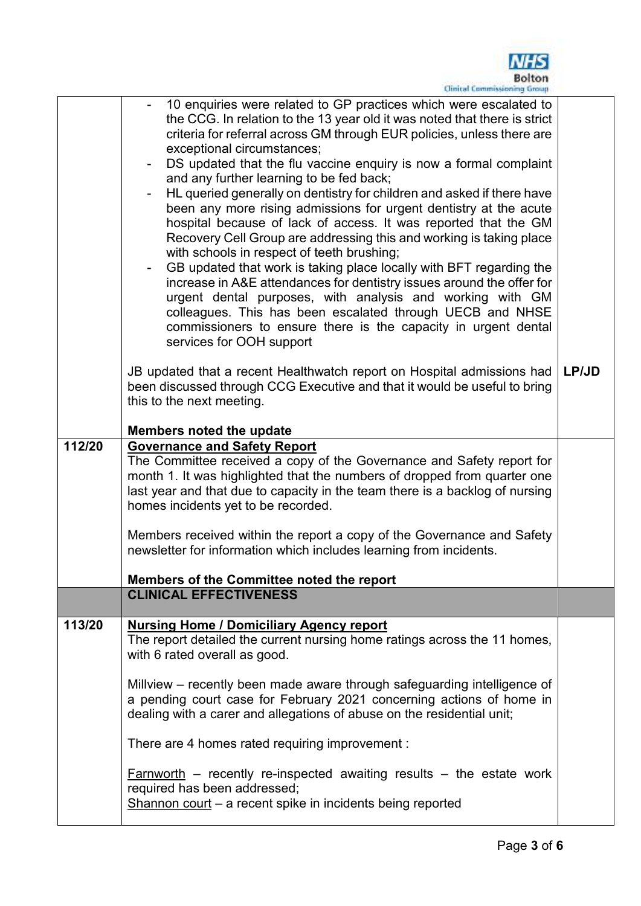| | | |
|---|---|---|
| | - 10 enquiries were related to GP practices which were escalated to the CCG. In relation to the 13 year old it was noted that there is strict criteria for referral across GM through EUR policies, unless there are exceptional circumstances;<br>- DS updated that the flu vaccine enquiry is now a formal complaint and any further learning to be fed back;<br>- HL queried generally on dentistry for children and asked if there have been any more rising admissions for urgent dentistry at the acute hospital because of lack of access. It was reported that the GM Recovery Cell Group are addressing this and working is taking place with schools in respect of teeth brushing;<br>- GB updated that work is taking place locally with BFT regarding the increase in A&E attendances for dentistry issues around the offer for urgent dental purposes, with analysis and working with GM colleagues. This has been escalated through UECB and NHSE commissioners to ensure there is the capacity in urgent dental services for OOH support<br><br>JB updated that a recent Healthwatch report on Hospital admissions had been discussed through CCG Executive and that it would be useful to bring this to the next meeting.<br><br>**Members noted the update** | **LP/JD** |
| **112/20** | **<u>Governance and Safety Report</u>**<br>The Committee received a copy of the Governance and Safety report for month 1. It was highlighted that the numbers of dropped from quarter one last year and that due to capacity in the team there is a backlog of nursing homes incidents yet to be recorded.<br><br>Members received within the report a copy of the Governance and Safety newsletter for information which includes learning from incidents.<br><br>**Members of the Committee noted the report** | |
| | **CLINICAL EFFECTIVENESS** | |
| **113/20** | **<u>Nursing Home / Domiciliary Agency report</u>**<br>The report detailed the current nursing home ratings across the 11 homes, with 6 rated overall as good.<br><br>Millview – recently been made aware through safeguarding intelligence of a pending court case for February 2021 concerning actions of home in dealing with a carer and allegations of abuse on the residential unit;<br><br>There are 4 homes rated requiring improvement :<br><br><u>Farnworth</u> – recently re-inspected awaiting results – the estate work required has been addressed;<br><u>Shannon court</u> – a recent spike in incidents being reported | |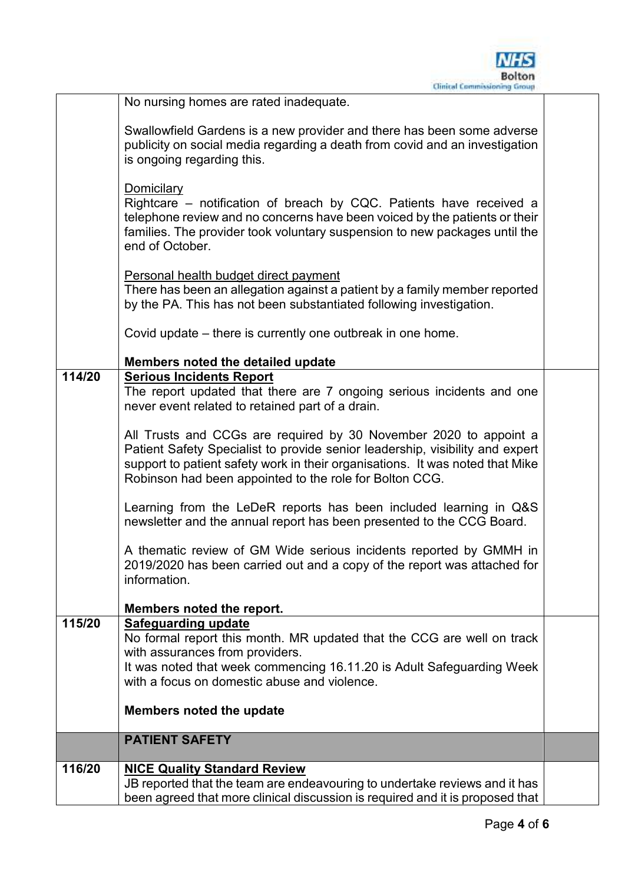| | | |
|---|---|---|
| | No nursing homes are rated inadequate.<br><br>Swallowfield Gardens is a new provider and there has been some adverse publicity on social media regarding a death from covid and an investigation is ongoing regarding this.<br><br><u>Domicilary</u><br>Rightcare – notification of breach by CQC. Patients have received a telephone review and no concerns have been voiced by the patients or their families. The provider took voluntary suspension to new packages until the end of October.<br><br><u>Personal health budget direct payment</u><br>There has been an allegation against a patient by a family member reported by the PA. This has not been substantiated following investigation.<br><br>Covid update – there is currently one outbreak in one home.<br><br>**Members noted the detailed update** | |
| **114/20** | **<u>Serious Incidents Report</u>**<br>The report updated that there are 7 ongoing serious incidents and one never event related to retained part of a drain.<br><br>All Trusts and CCGs are required by 30 November 2020 to appoint a Patient Safety Specialist to provide senior leadership, visibility and expert support to patient safety work in their organisations. It was noted that Mike Robinson had been appointed to the role for Bolton CCG.<br><br>Learning from the LeDeR reports has been included learning in Q&S newsletter and the annual report has been presented to the CCG Board.<br><br>A thematic review of GM Wide serious incidents reported by GMMH in 2019/2020 has been carried out and a copy of the report was attached for information.<br><br>**Members noted the report.** | |
| **115/20** | **<u>Safeguarding update</u>**<br>No formal report this month. MR updated that the CCG are well on track with assurances from providers.<br>It was noted that week commencing 16.11.20 is Adult Safeguarding Week with a focus on domestic abuse and violence.<br><br>**Members noted the update** | |
| | **PATIENT SAFETY** | |
| **116/20** | **<u>NICE Quality Standard Review</u>**<br>JB reported that the team are endeavouring to undertake reviews and it has been agreed that more clinical discussion is required and it is proposed that | |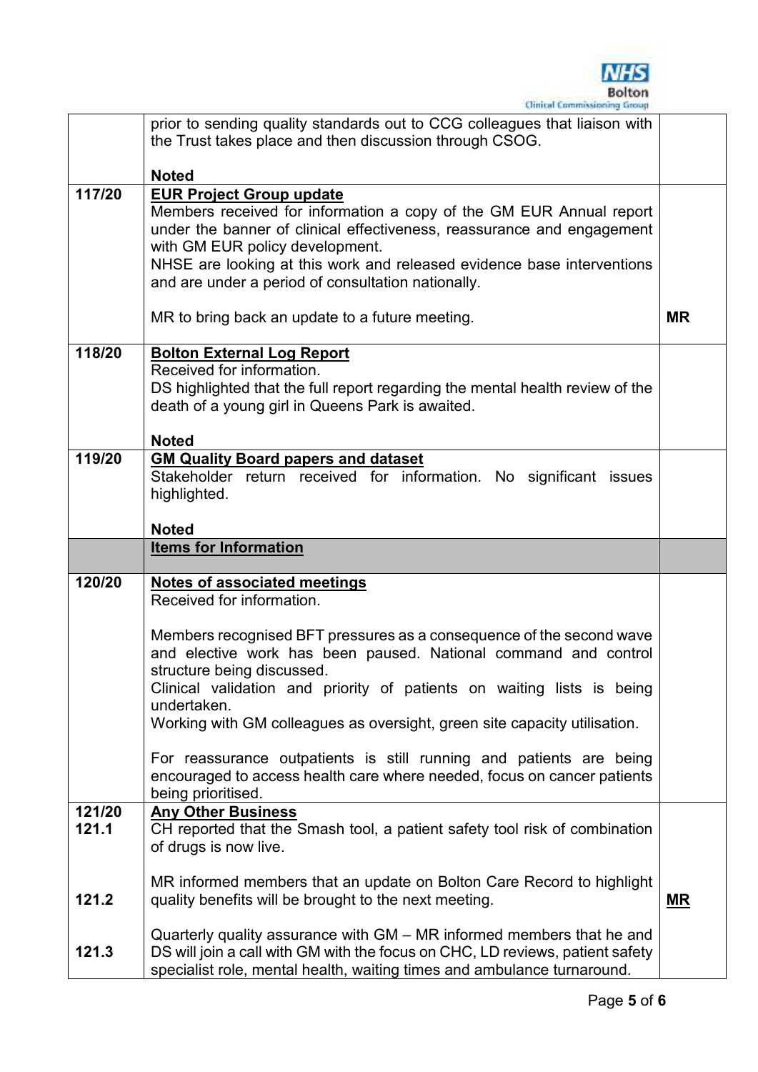| | | |
|---|---|---|
| | prior to sending quality standards out to CCG colleagues that liaison with the Trust takes place and then discussion through CSOG.<br><br>**Noted** | |
| **117/20** | **<u>EUR Project Group update</u>**<br>Members received for information a copy of the GM EUR Annual report under the banner of clinical effectiveness, reassurance and engagement with GM EUR policy development.<br>NHSE are looking at this work and released evidence base interventions and are under a period of consultation nationally.<br><br>MR to bring back an update to a future meeting. | **MR** |
| **118/20** | **<u>Bolton External Log Report</u>**<br>Received for information.<br>DS highlighted that the full report regarding the mental health review of the death of a young girl in Queens Park is awaited.<br><br>**Noted** | |
| **119/20** | **<u>GM Quality Board papers and dataset</u>**<br>Stakeholder return received for information. No significant issues highlighted.<br><br>**Noted** | |
| | **<u>Items for Information</u>** | |
| **120/20** | **<u>Notes of associated meetings</u>**<br>Received for information.<br><br>Members recognised BFT pressures as a consequence of the second wave and elective work has been paused. National command and control structure being discussed.<br>Clinical validation and priority of patients on waiting lists is being undertaken.<br>Working with GM colleagues as oversight, green site capacity utilisation.<br><br>For reassurance outpatients is still running and patients are being encouraged to access health care where needed, focus on cancer patients being prioritised. | |
| **121/20**<br>**121.1**<br><br><br>**121.2**<br><br>**121.3** | **<u>Any Other Business</u>**<br>CH reported that the Smash tool, a patient safety tool risk of combination of drugs is now live.<br><br>MR informed members that an update on Bolton Care Record to highlight quality benefits will be brought to the next meeting.<br><br>Quarterly quality assurance with GM – MR informed members that he and DS will join a call with GM with the focus on CHC, LD reviews, patient safety specialist role, mental health, waiting times and ambulance turnaround. | <br><br><br><br>**<u>MR</u>** |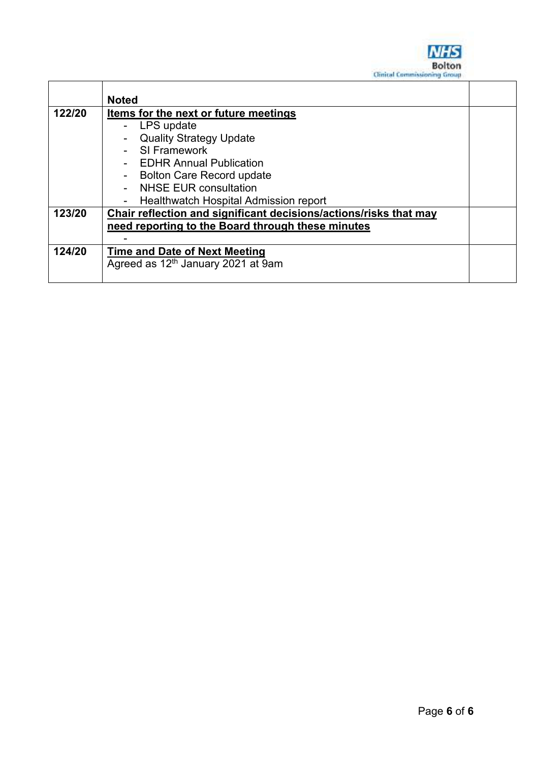| | | |
|---|---|---|
| | **Noted** | |
| **122/20** | **Items for the next or future meetings**<br>- LPS update<br>- Quality Strategy Update<br>- SI Framework<br>- EDHR Annual Publication<br>- Bolton Care Record update<br>- NHSE EUR consultation<br>- Healthwatch Hospital Admission report | |
| **123/20** | **Chair reflection and significant decisions/actions/risks that may need reporting to the Board through these minutes**<br>- | |
| **124/20** | **Time and Date of Next Meeting**<br>Agreed as 12th January 2021 at 9am | |